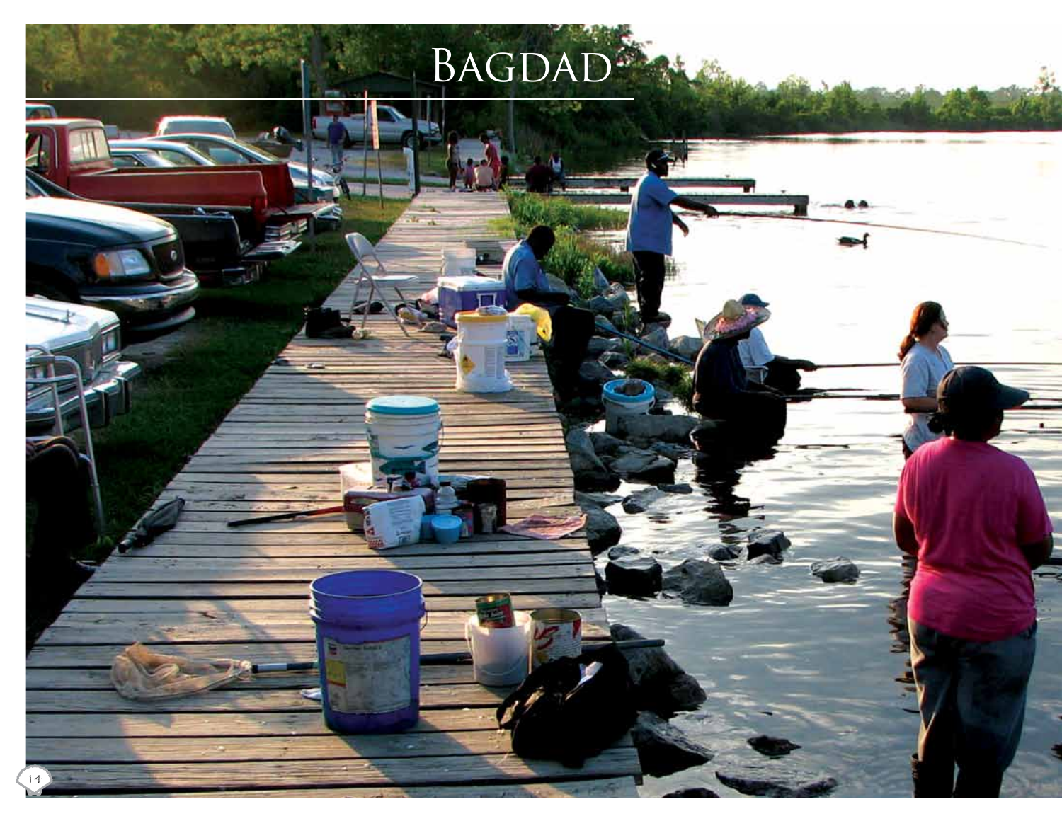# Bagdad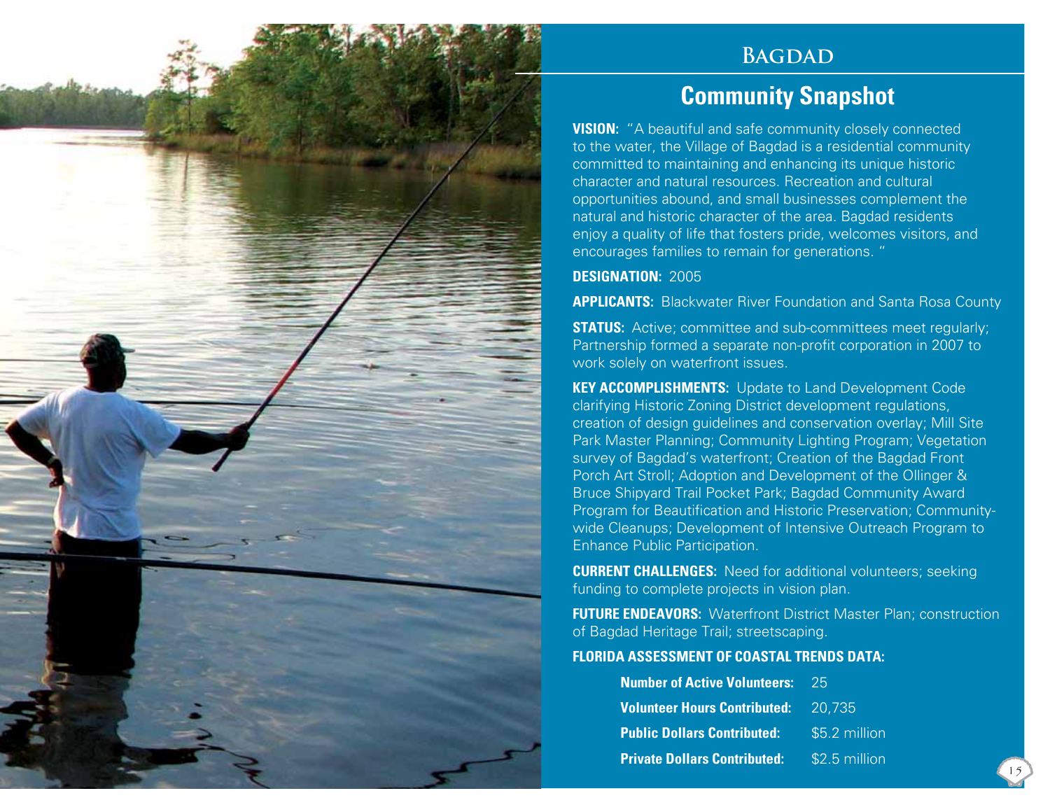# Bagdad

## Community Snapshot

**VISION:** "A beautiful and safe community closely connected to the water, the Village of Bagdad is a residential community committed to maintaining and enhancing its unique historic character and natural resources. Recreation and cultural opportunities abound, and small businesses complement the natural and historic character of the area. Bagdad residents enjoy a quality of life that fosters pride, welcomes visitors, and encourages families to remain for generations. "

**DESIGNATION:** 2005

**APPLICANTS:** Blackwater River Foundation and Santa Rosa County

**STATUS:** Active; committee and sub-committees meet regularly; Partnership formed a separate non-profit corporation in 2007 to work solely on waterfront issues.

**KEY ACCOMPLISHMENTS:** Update to Land Development Code clarifying Historic Zoning District development regulations, creation of design guidelines and conservation overlay; Mill Site Park Master Planning; Community Lighting Program; Vegetation survey of Bagdad's waterfront; Creation of the Bagdad Front Porch Art Stroll; Adoption and Development of the Ollinger & Bruce Shipyard Trail Pocket Park; Bagdad Community Award Program for Beautification and Historic Preservation; Community-wide Cleanups; Development of Intensive Outreach Program to Enhance Public Participation.

**CURRENT CHALLENGES:** Need for additional volunteers; seeking funding to complete projects in vision plan.

**FUTURE ENDEAVORS:** Waterfront District Master Plan; construction of Bagdad Heritage Trail; streetscaping.

**FLORIDA ASSESSMENT OF COASTAL TRENDS DATA:**

| | |
|---|---|
| **Number of Active Volunteers:** | 25 |
| **Volunteer Hours Contributed:** | 20,735 |
| **Public Dollars Contributed:** | $5.2 million |
| **Private Dollars Contributed:** | $2.5 million |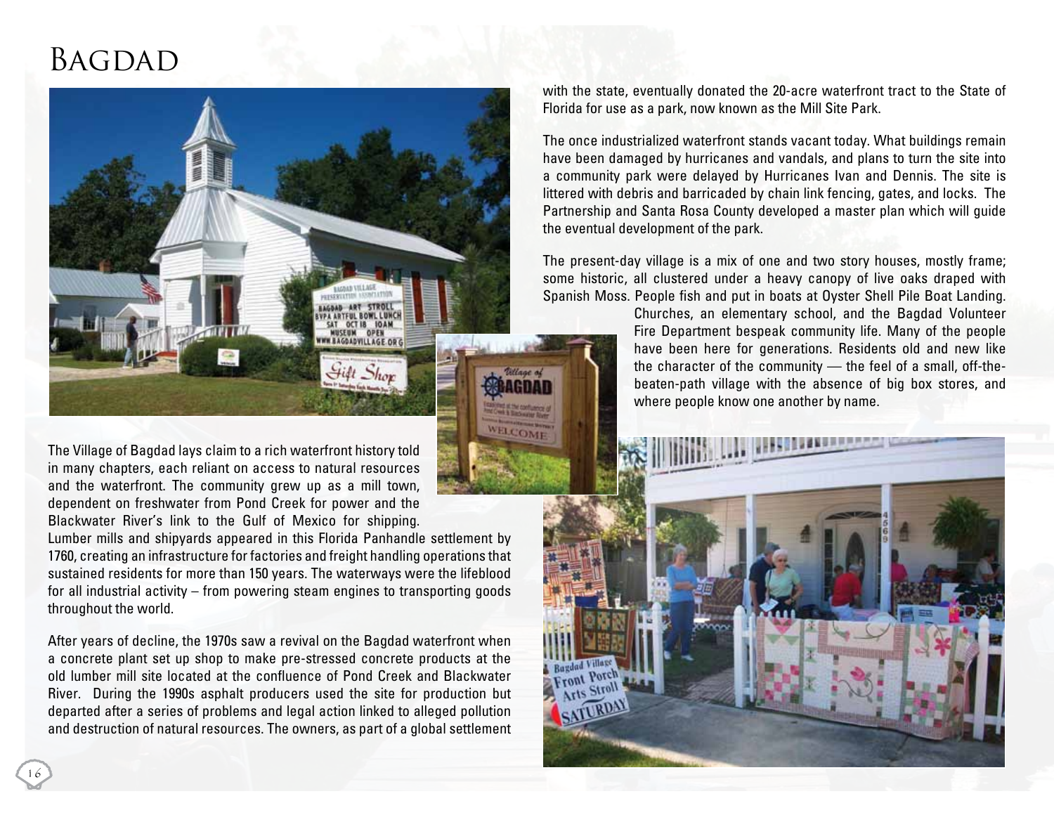# Bagdad

The Village of Bagdad lays claim to a rich waterfront history told in many chapters, each reliant on access to natural resources and the waterfront. The community grew up as a mill town, dependent on freshwater from Pond Creek for power and the Blackwater River's link to the Gulf of Mexico for shipping. Lumber mills and shipyards appeared in this Florida Panhandle settlement by 1760, creating an infrastructure for factories and freight handling operations that sustained residents for more than 150 years. The waterways were the lifeblood for all industrial activity – from powering steam engines to transporting goods throughout the world.

After years of decline, the 1970s saw a revival on the Bagdad waterfront when a concrete plant set up shop to make pre-stressed concrete products at the old lumber mill site located at the confluence of Pond Creek and Blackwater River. During the 1990s asphalt producers used the site for production but departed after a series of problems and legal action linked to alleged pollution and destruction of natural resources. The owners, as part of a global settlement with the state, eventually donated the 20-acre waterfront tract to the State of Florida for use as a park, now known as the Mill Site Park.

The once industrialized waterfront stands vacant today. What buildings remain have been damaged by hurricanes and vandals, and plans to turn the site into a community park were delayed by Hurricanes Ivan and Dennis. The site is littered with debris and barricaded by chain link fencing, gates, and locks. The Partnership and Santa Rosa County developed a master plan which will guide the eventual development of the park.

The present-day village is a mix of one and two story houses, mostly frame; some historic, all clustered under a heavy canopy of live oaks draped with Spanish Moss. People fish and put in boats at Oyster Shell Pile Boat Landing. Churches, an elementary school, and the Bagdad Volunteer Fire Department bespeak community life. Many of the people have been here for generations. Residents old and new like the character of the community — the feel of a small, off-the-beaten-path village with the absence of big box stores, and where people know one another by name.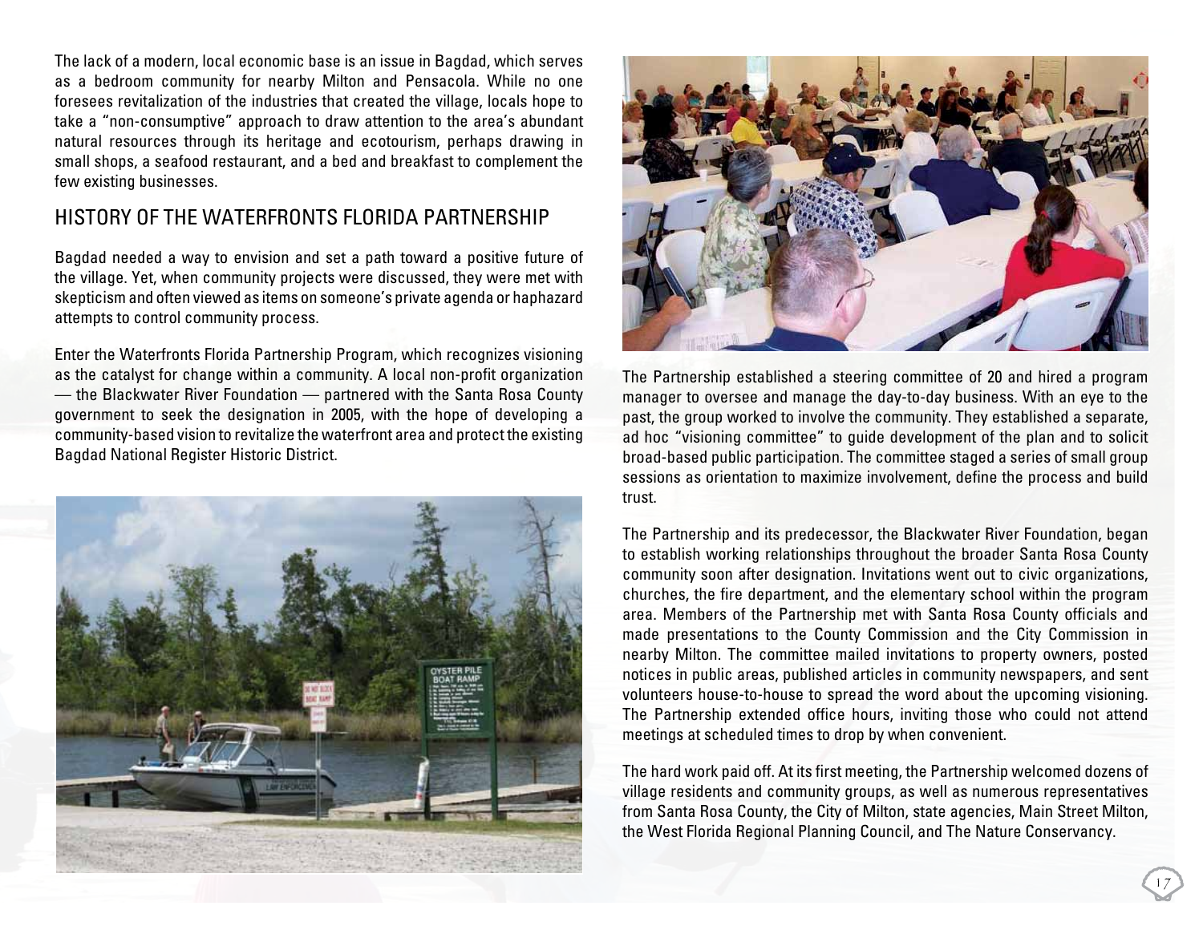The lack of a modern, local economic base is an issue in Bagdad, which serves as a bedroom community for nearby Milton and Pensacola. While no one foresees revitalization of the industries that created the village, locals hope to take a "non-consumptive" approach to draw attention to the area's abundant natural resources through its heritage and ecotourism, perhaps drawing in small shops, a seafood restaurant, and a bed and breakfast to complement the few existing businesses.

## HISTORY OF THE WATERFRONTS FLORIDA PARTNERSHIP

Bagdad needed a way to envision and set a path toward a positive future of the village. Yet, when community projects were discussed, they were met with skepticism and often viewed as items on someone's private agenda or haphazard attempts to control community process.

Enter the Waterfronts Florida Partnership Program, which recognizes visioning as the catalyst for change within a community. A local non-profit organization — the Blackwater River Foundation — partnered with the Santa Rosa County government to seek the designation in 2005, with the hope of developing a community-based vision to revitalize the waterfront area and protect the existing Bagdad National Register Historic District.

The Partnership established a steering committee of 20 and hired a program manager to oversee and manage the day-to-day business. With an eye to the past, the group worked to involve the community. They established a separate, ad hoc "visioning committee" to guide development of the plan and to solicit broad-based public participation. The committee staged a series of small group sessions as orientation to maximize involvement, define the process and build trust.

The Partnership and its predecessor, the Blackwater River Foundation, began to establish working relationships throughout the broader Santa Rosa County community soon after designation. Invitations went out to civic organizations, churches, the fire department, and the elementary school within the program area. Members of the Partnership met with Santa Rosa County officials and made presentations to the County Commission and the City Commission in nearby Milton. The committee mailed invitations to property owners, posted notices in public areas, published articles in community newspapers, and sent volunteers house-to-house to spread the word about the upcoming visioning. The Partnership extended office hours, inviting those who could not attend meetings at scheduled times to drop by when convenient.

The hard work paid off. At its first meeting, the Partnership welcomed dozens of village residents and community groups, as well as numerous representatives from Santa Rosa County, the City of Milton, state agencies, Main Street Milton, the West Florida Regional Planning Council, and The Nature Conservancy.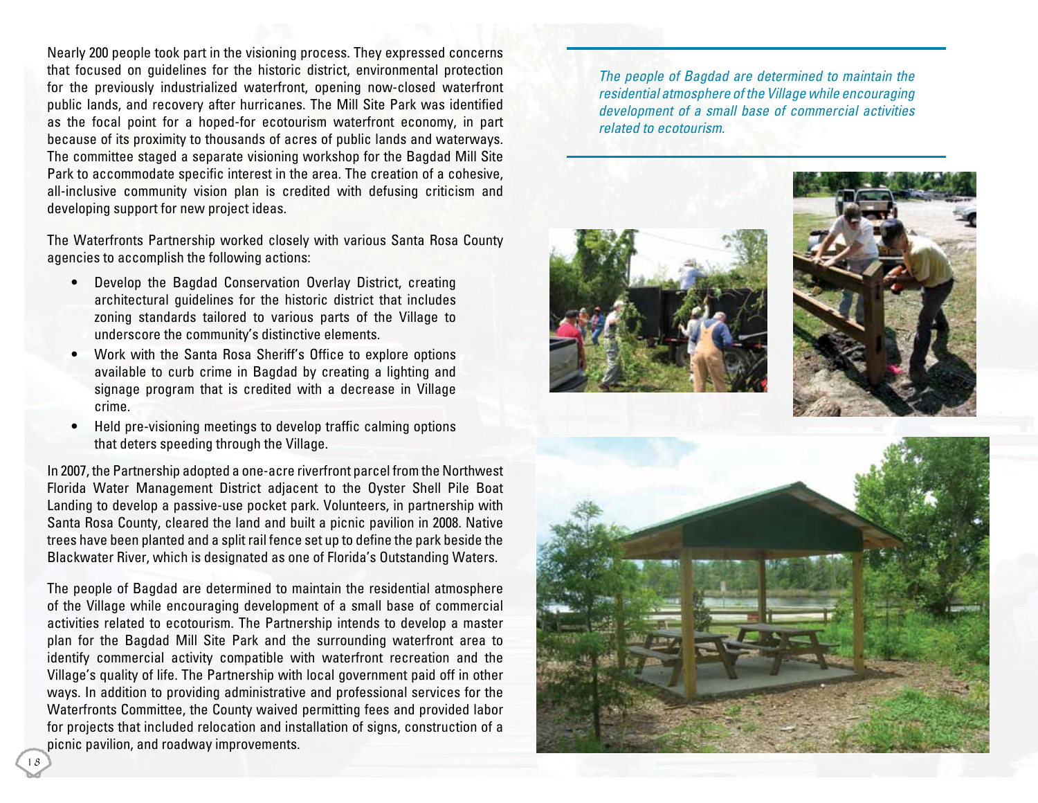Nearly 200 people took part in the visioning process. They expressed concerns that focused on guidelines for the historic district, environmental protection for the previously industrialized waterfront, opening now-closed waterfront public lands, and recovery after hurricanes. The Mill Site Park was identified as the focal point for a hoped-for ecotourism waterfront economy, in part because of its proximity to thousands of acres of public lands and waterways. The committee staged a separate visioning workshop for the Bagdad Mill Site Park to accommodate specific interest in the area. The creation of a cohesive, all-inclusive community vision plan is credited with defusing criticism and developing support for new project ideas.

The Waterfronts Partnership worked closely with various Santa Rosa County agencies to accomplish the following actions:

- Develop the Bagdad Conservation Overlay District, creating architectural guidelines for the historic district that includes zoning standards tailored to various parts of the Village to underscore the community's distinctive elements.
- Work with the Santa Rosa Sheriff's Office to explore options available to curb crime in Bagdad by creating a lighting and signage program that is credited with a decrease in Village crime.
- Held pre-visioning meetings to develop traffic calming options that deters speeding through the Village.

In 2007, the Partnership adopted a one-acre riverfront parcel from the Northwest Florida Water Management District adjacent to the Oyster Shell Pile Boat Landing to develop a passive-use pocket park. Volunteers, in partnership with Santa Rosa County, cleared the land and built a picnic pavilion in 2008. Native trees have been planted and a split rail fence set up to define the park beside the Blackwater River, which is designated as one of Florida's Outstanding Waters.

The people of Bagdad are determined to maintain the residential atmosphere of the Village while encouraging development of a small base of commercial activities related to ecotourism. The Partnership intends to develop a master plan for the Bagdad Mill Site Park and the surrounding waterfront area to identify commercial activity compatible with waterfront recreation and the Village's quality of life. The Partnership with local government paid off in other ways. In addition to providing administrative and professional services for the Waterfronts Committee, the County waived permitting fees and provided labor for projects that included relocation and installation of signs, construction of a picnic pavilion, and roadway improvements.

*The people of Bagdad are determined to maintain the residential atmosphere of the Village while encouraging development of a small base of commercial activities related to ecotourism.*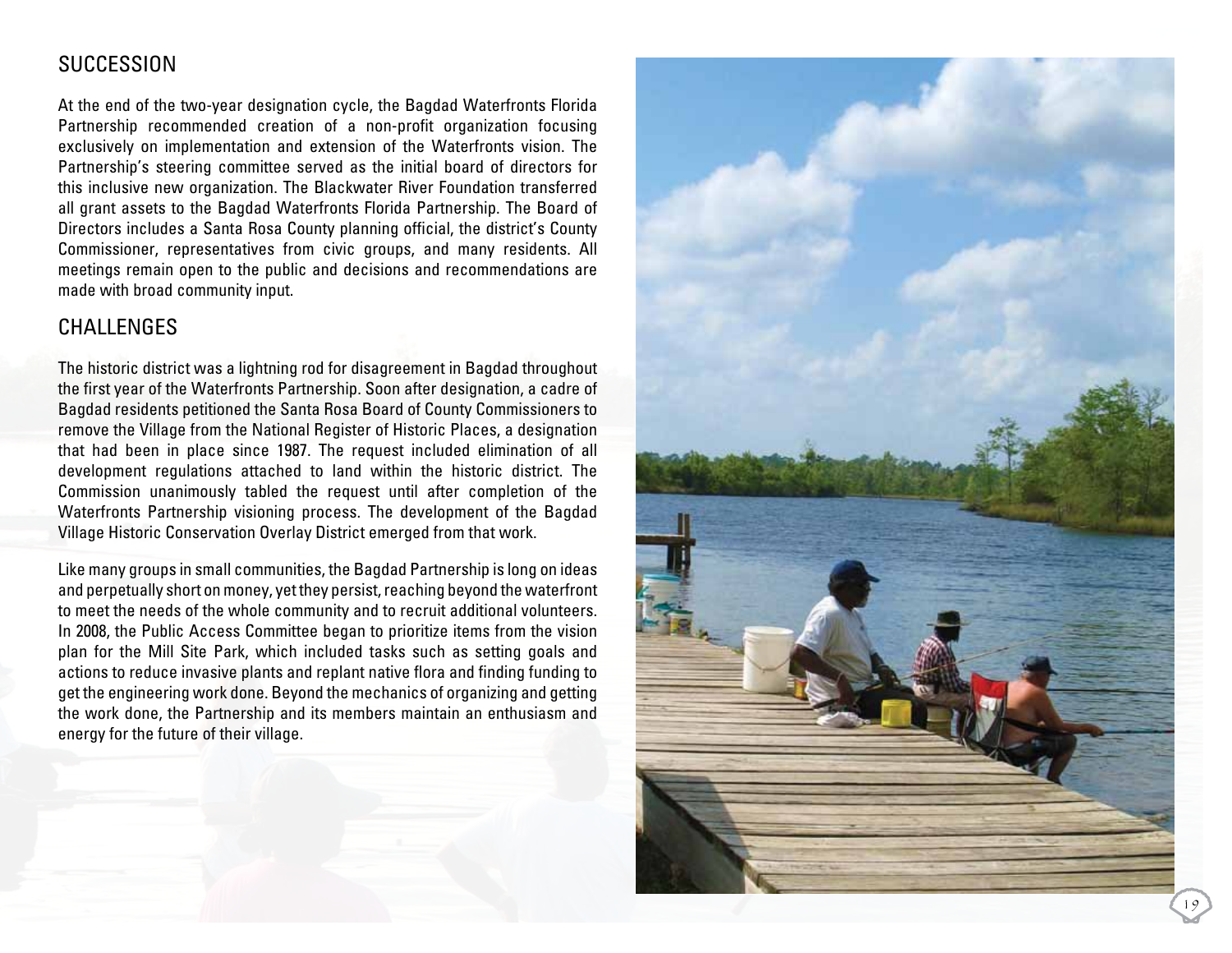## SUCCESSION

At the end of the two-year designation cycle, the Bagdad Waterfronts Florida Partnership recommended creation of a non-profit organization focusing exclusively on implementation and extension of the Waterfronts vision. The Partnership's steering committee served as the initial board of directors for this inclusive new organization. The Blackwater River Foundation transferred all grant assets to the Bagdad Waterfronts Florida Partnership. The Board of Directors includes a Santa Rosa County planning official, the district's County Commissioner, representatives from civic groups, and many residents. All meetings remain open to the public and decisions and recommendations are made with broad community input.

## CHALLENGES

The historic district was a lightning rod for disagreement in Bagdad throughout the first year of the Waterfronts Partnership. Soon after designation, a cadre of Bagdad residents petitioned the Santa Rosa Board of County Commissioners to remove the Village from the National Register of Historic Places, a designation that had been in place since 1987. The request included elimination of all development regulations attached to land within the historic district. The Commission unanimously tabled the request until after completion of the Waterfronts Partnership visioning process. The development of the Bagdad Village Historic Conservation Overlay District emerged from that work.

Like many groups in small communities, the Bagdad Partnership is long on ideas and perpetually short on money, yet they persist, reaching beyond the waterfront to meet the needs of the whole community and to recruit additional volunteers. In 2008, the Public Access Committee began to prioritize items from the vision plan for the Mill Site Park, which included tasks such as setting goals and actions to reduce invasive plants and replant native flora and finding funding to get the engineering work done. Beyond the mechanics of organizing and getting the work done, the Partnership and its members maintain an enthusiasm and energy for the future of their village.